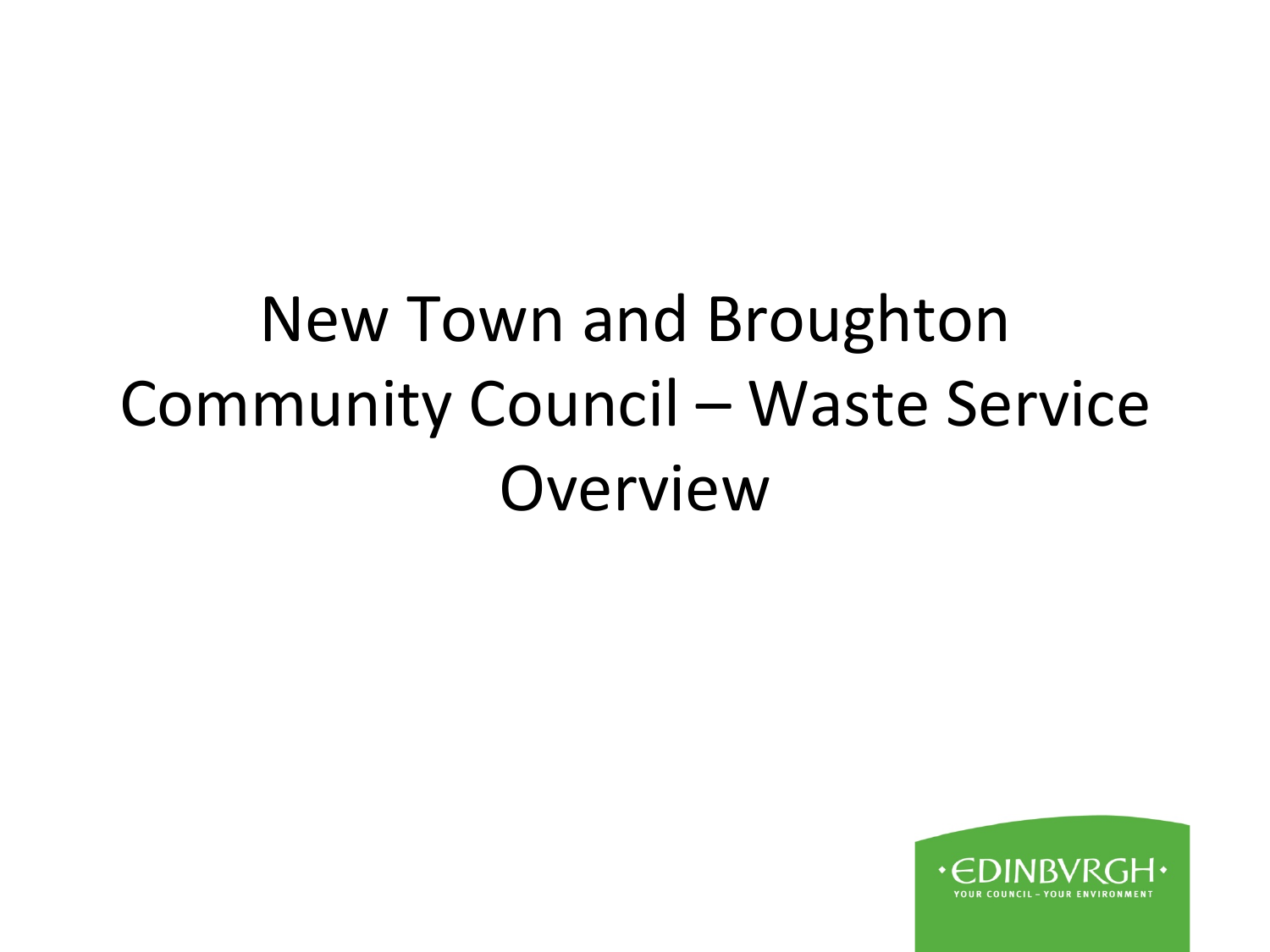# New Town and Broughton Community Council – Waste Service Overview

EDINBVRGH
YOUR COUNCIL – YOUR ENVIRONMENT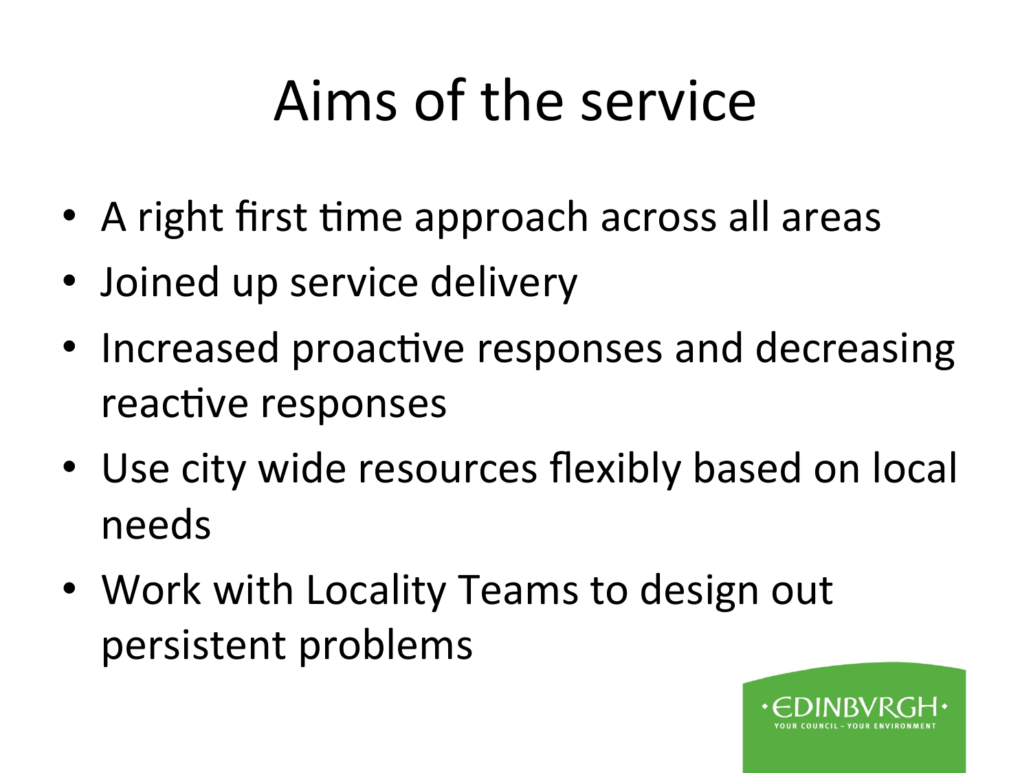# Aims of the service

- A right first time approach across all areas
- Joined up service delivery
- Increased proactive responses and decreasing reactive responses
- Use city wide resources flexibly based on local needs
- Work with Locality Teams to design out persistent problems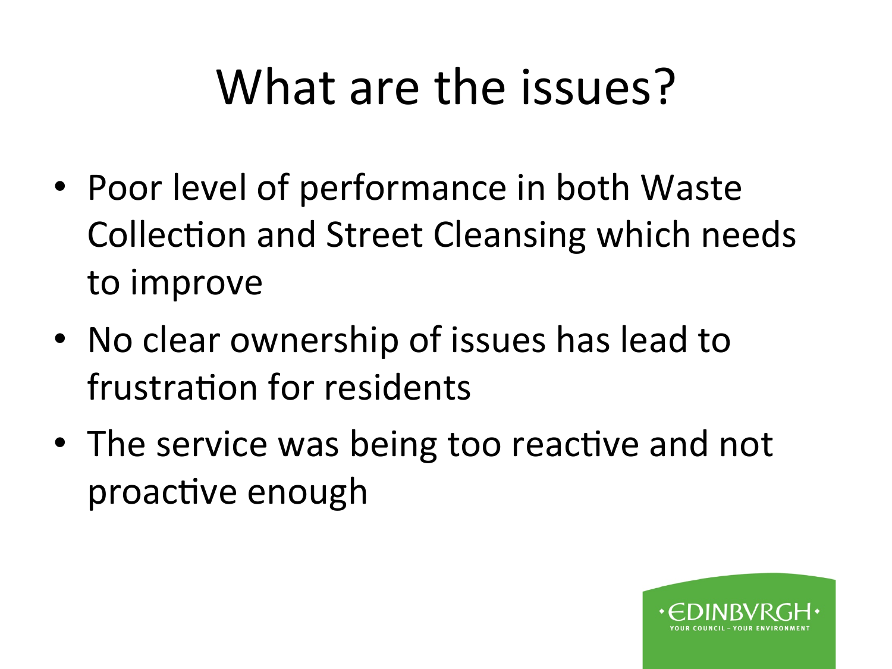# What are the issues?

- Poor level of performance in both Waste Collection and Street Cleansing which needs to improve
- No clear ownership of issues has lead to frustration for residents
- The service was being too reactive and not proactive enough

·EDINBVRGH·
YOUR COUNCIL – YOUR ENVIRONMENT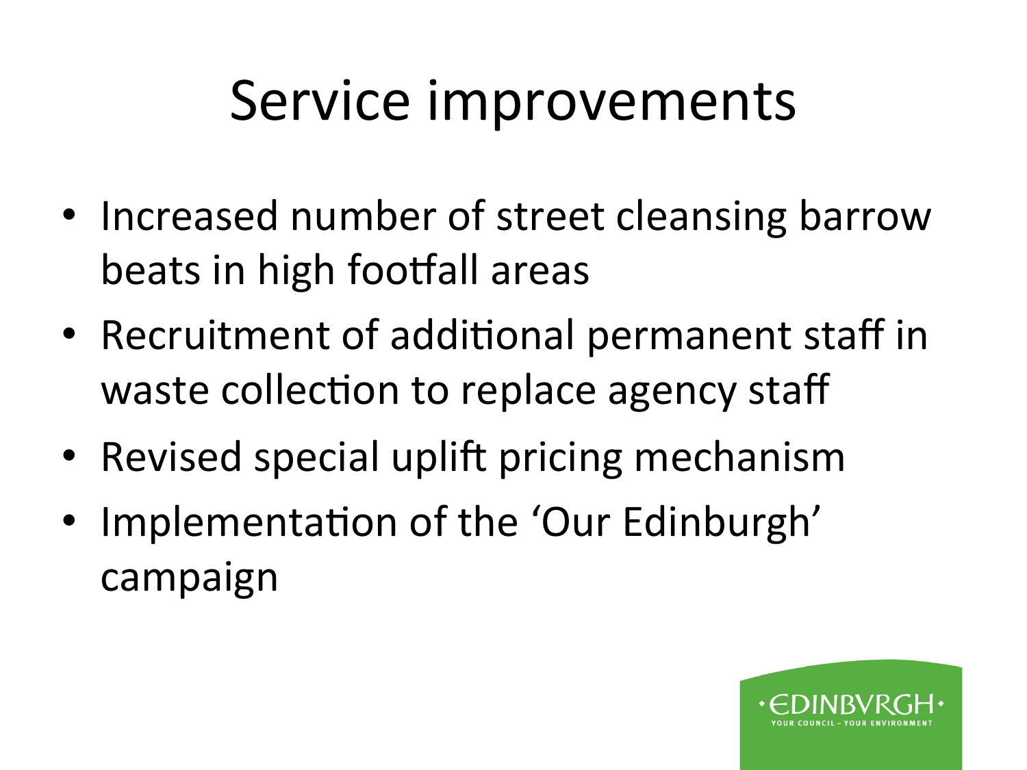# Service improvements

- Increased number of street cleansing barrow beats in high footfall areas
- Recruitment of additional permanent staff in waste collection to replace agency staff
- Revised special uplift pricing mechanism
- Implementation of the 'Our Edinburgh' campaign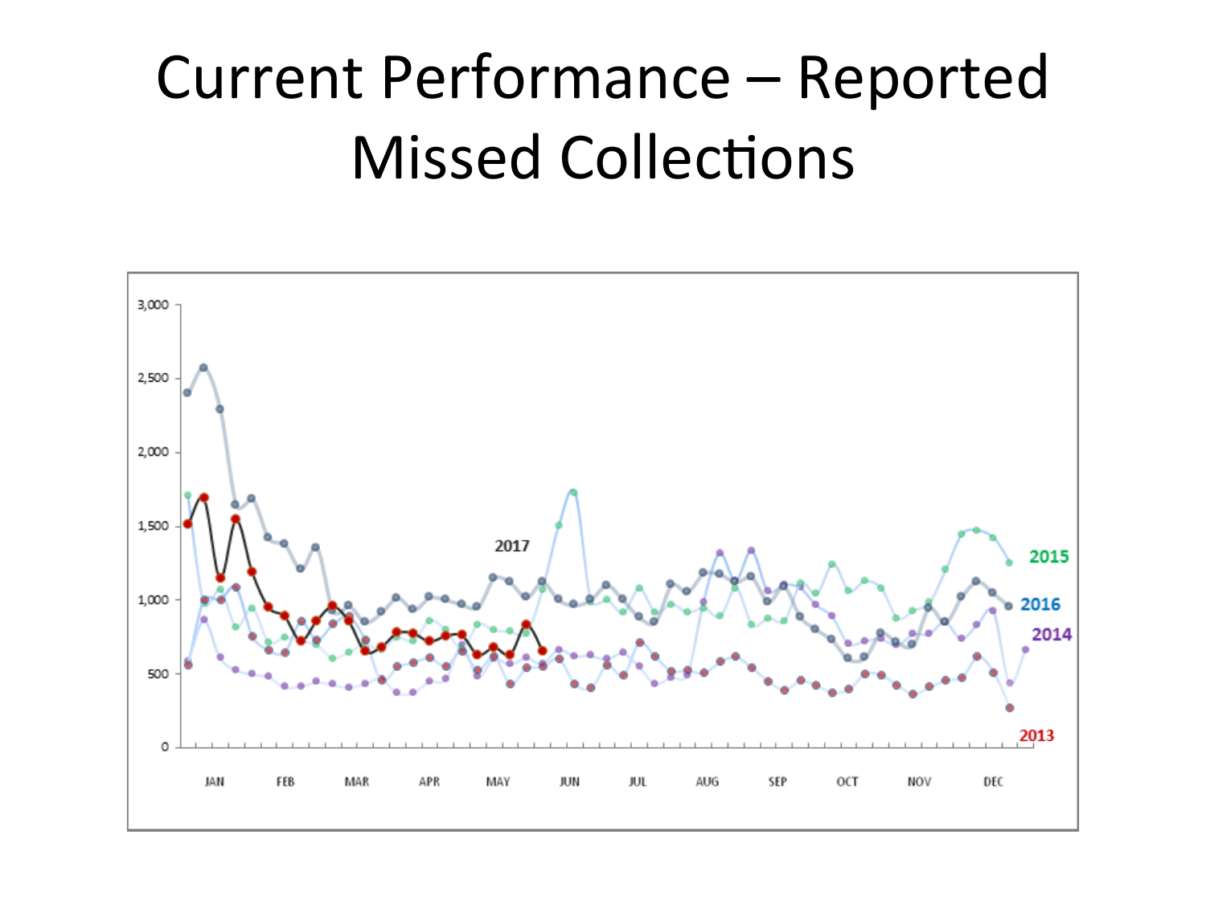# Current Performance – Reported Missed Collections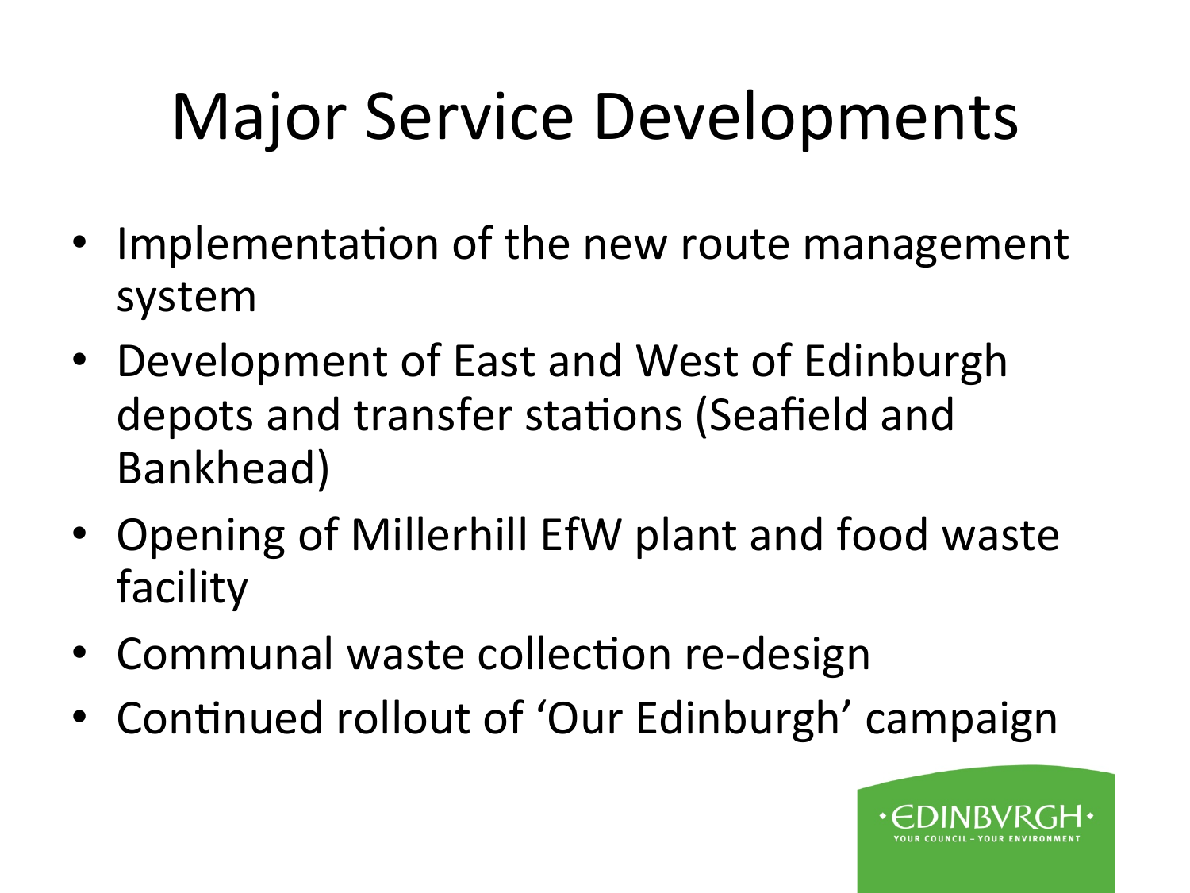# Major Service Developments

- Implementation of the new route management system
- Development of East and West of Edinburgh depots and transfer stations (Seafield and Bankhead)
- Opening of Millerhill EfW plant and food waste facility
- Communal waste collection re-design
- Continued rollout of 'Our Edinburgh' campaign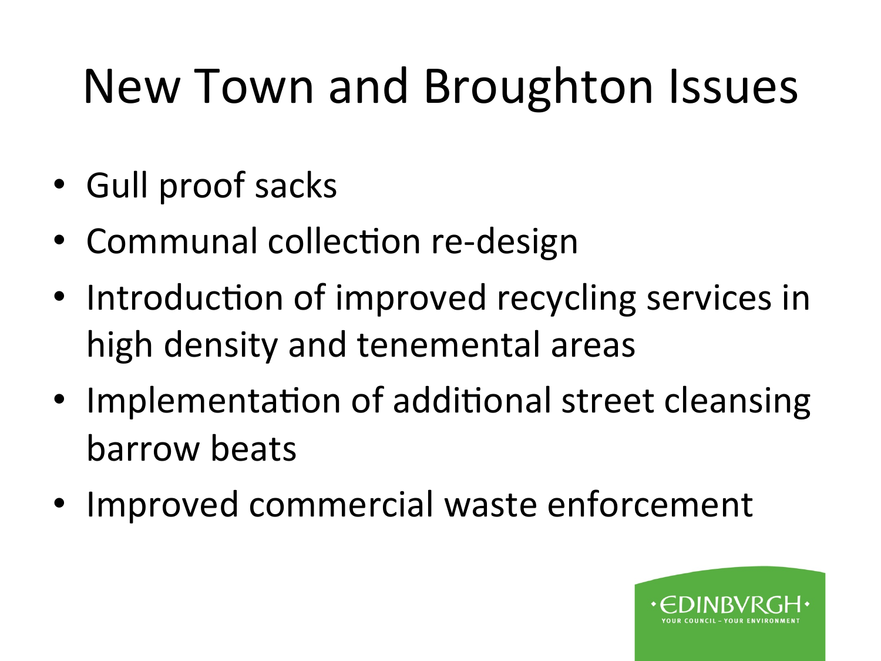# New Town and Broughton Issues

- Gull proof sacks
- Communal collection re-design
- Introduction of improved recycling services in high density and tenemental areas
- Implementation of additional street cleansing barrow beats
- Improved commercial waste enforcement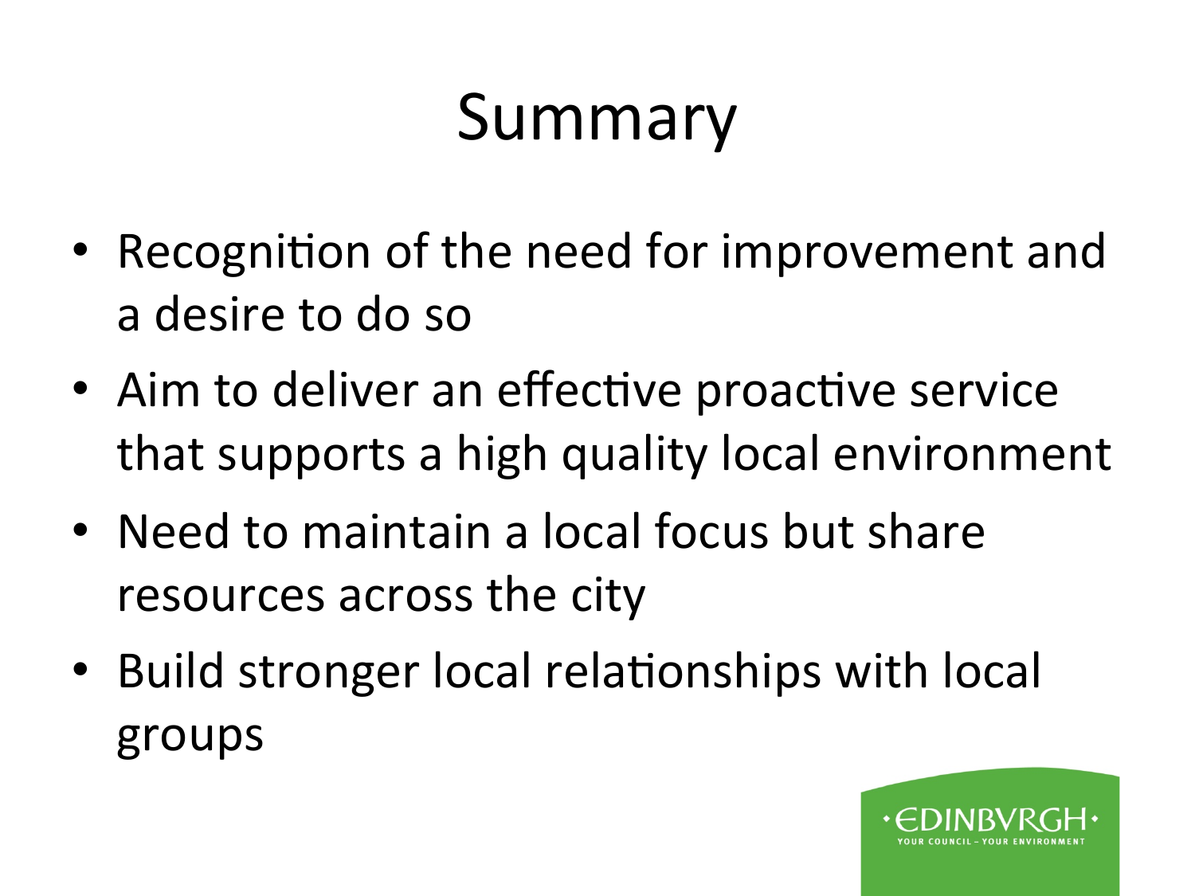# Summary

- Recognition of the need for improvement and a desire to do so
- Aim to deliver an effective proactive service that supports a high quality local environment
- Need to maintain a local focus but share resources across the city
- Build stronger local relationships with local groups

·EDINBVRGH·
YOUR COUNCIL – YOUR ENVIRONMENT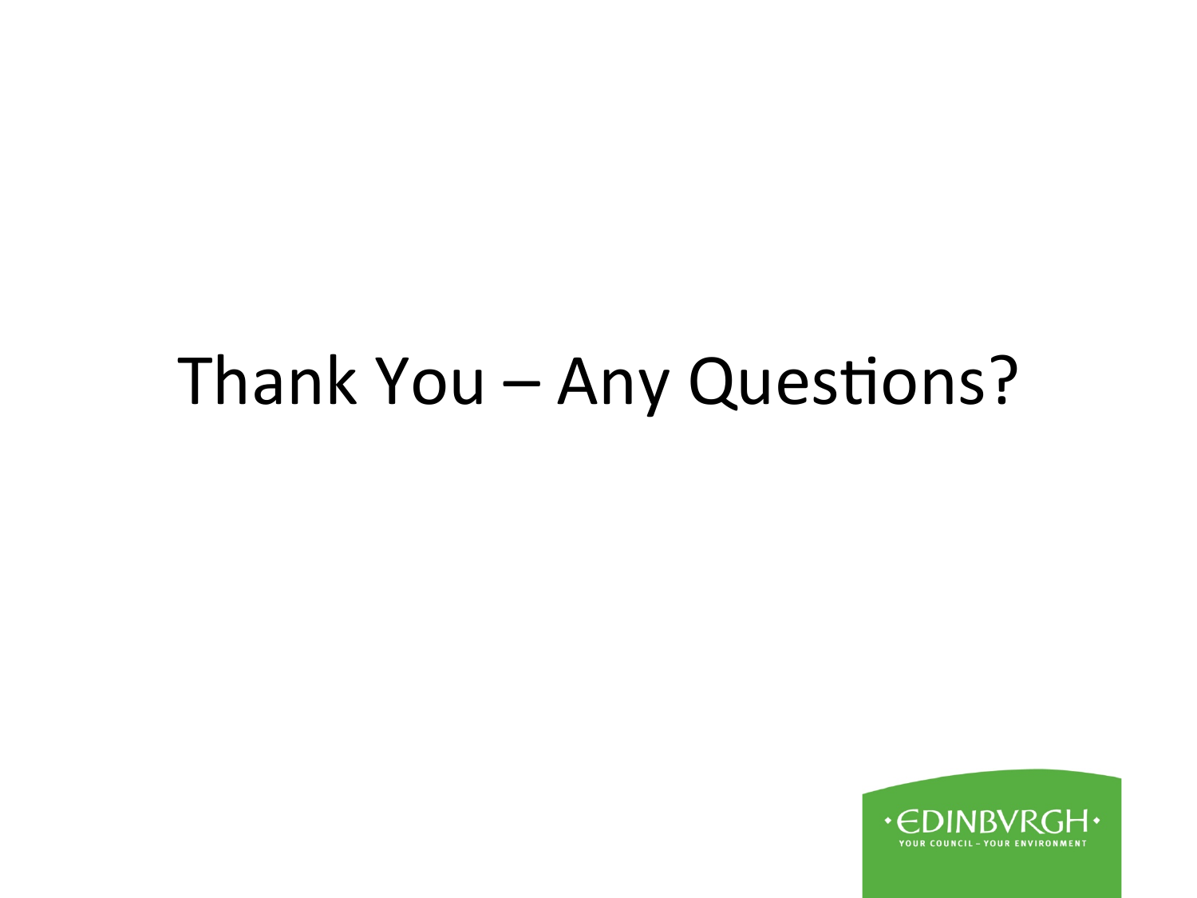# Thank You – Any Questions?

·EDINBVRGH·

YOUR COUNCIL – YOUR ENVIRONMENT